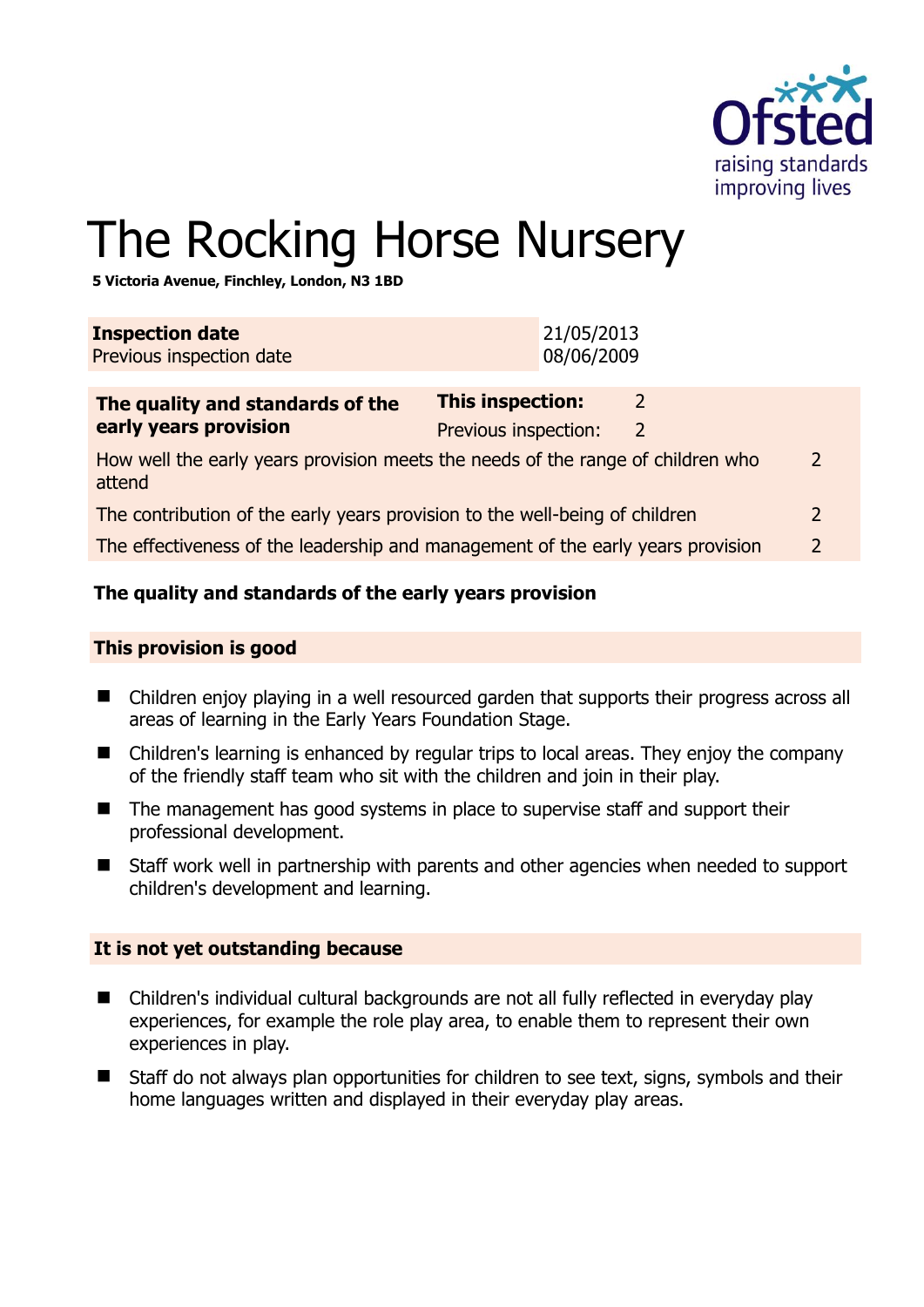# The Rocking Horse Nursery

**5 Victoria Avenue, Finchley, London, N3 1BD**

| **Inspection date** | 21/05/2013 |
|---|---|
| Previous inspection date | 08/06/2009 |

| **The quality and standards of the early years provision** | **This inspection:** | 2 |
|---|---|---|
| | Previous inspection: | 2 |
| How well the early years provision meets the needs of the range of children who attend | | 2 |
| The contribution of the early years provision to the well-being of children | | 2 |
| The effectiveness of the leadership and management of the early years provision | | 2 |

### The quality and standards of the early years provision

#### This provision is good

- Children enjoy playing in a well resourced garden that supports their progress across all areas of learning in the Early Years Foundation Stage.
- Children's learning is enhanced by regular trips to local areas. They enjoy the company of the friendly staff team who sit with the children and join in their play.
- The management has good systems in place to supervise staff and support their professional development.
- Staff work well in partnership with parents and other agencies when needed to support children's development and learning.

#### It is not yet outstanding because

- Children's individual cultural backgrounds are not all fully reflected in everyday play experiences, for example the role play area, to enable them to represent their own experiences in play.
- Staff do not always plan opportunities for children to see text, signs, symbols and their home languages written and displayed in their everyday play areas.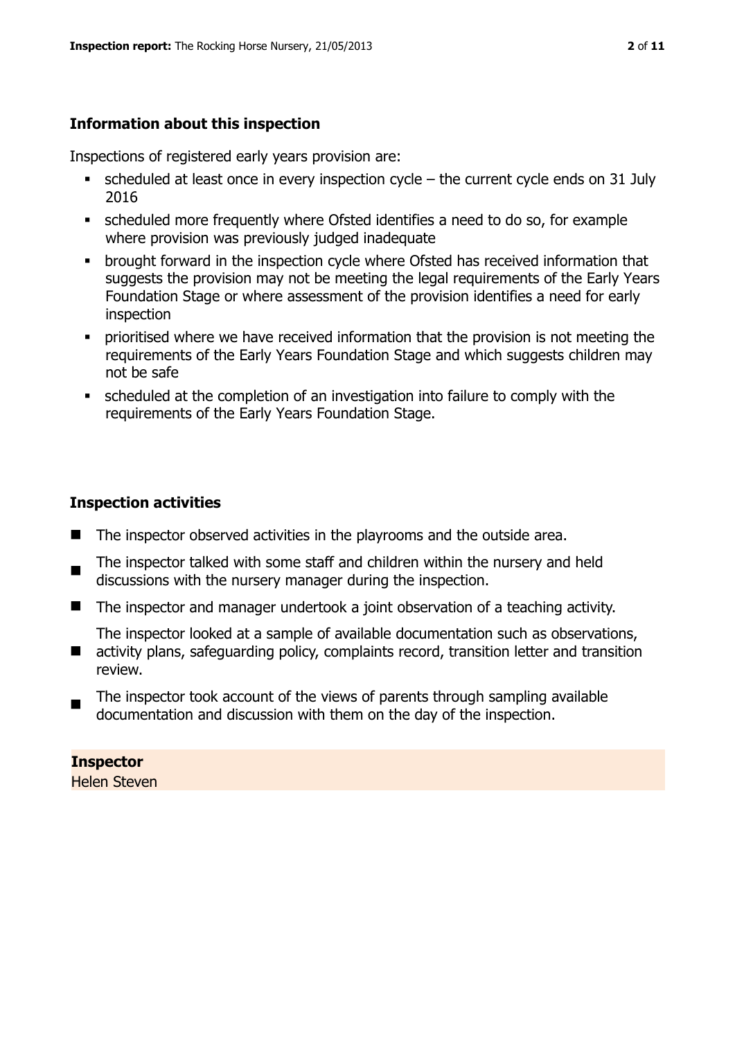## Information about this inspection

Inspections of registered early years provision are:

- scheduled at least once in every inspection cycle – the current cycle ends on 31 July 2016
- scheduled more frequently where Ofsted identifies a need to do so, for example where provision was previously judged inadequate
- brought forward in the inspection cycle where Ofsted has received information that suggests the provision may not be meeting the legal requirements of the Early Years Foundation Stage or where assessment of the provision identifies a need for early inspection
- prioritised where we have received information that the provision is not meeting the requirements of the Early Years Foundation Stage and which suggests children may not be safe
- scheduled at the completion of an investigation into failure to comply with the requirements of the Early Years Foundation Stage.

## Inspection activities

- The inspector observed activities in the playrooms and the outside area.
- The inspector talked with some staff and children within the nursery and held discussions with the nursery manager during the inspection.
- The inspector and manager undertook a joint observation of a teaching activity.
- The inspector looked at a sample of available documentation such as observations, activity plans, safeguarding policy, complaints record, transition letter and transition review.
- The inspector took account of the views of parents through sampling available documentation and discussion with them on the day of the inspection.

**Inspector**
Helen Steven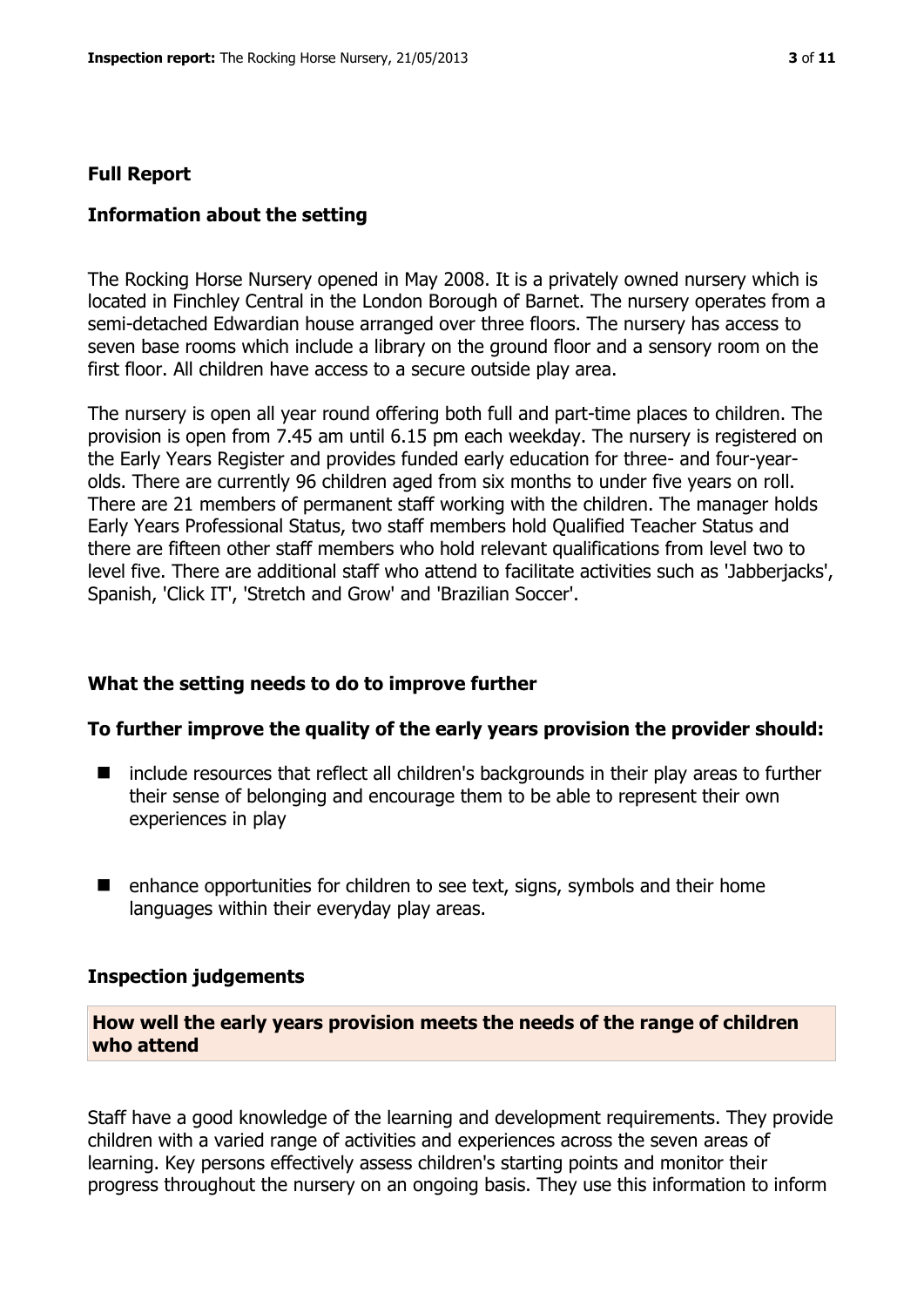## Full Report

### Information about the setting

The Rocking Horse Nursery opened in May 2008. It is a privately owned nursery which is located in Finchley Central in the London Borough of Barnet. The nursery operates from a semi-detached Edwardian house arranged over three floors. The nursery has access to seven base rooms which include a library on the ground floor and a sensory room on the first floor. All children have access to a secure outside play area.

The nursery is open all year round offering both full and part-time places to children. The provision is open from 7.45 am until 6.15 pm each weekday. The nursery is registered on the Early Years Register and provides funded early education for three- and four-year-olds. There are currently 96 children aged from six months to under five years on roll. There are 21 members of permanent staff working with the children. The manager holds Early Years Professional Status, two staff members hold Qualified Teacher Status and there are fifteen other staff members who hold relevant qualifications from level two to level five. There are additional staff who attend to facilitate activities such as 'Jabberjacks', Spanish, 'Click IT', 'Stretch and Grow' and 'Brazilian Soccer'.

### What the setting needs to do to improve further

**To further improve the quality of the early years provision the provider should:**

- include resources that reflect all children's backgrounds in their play areas to further their sense of belonging and encourage them to be able to represent their own experiences in play
- enhance opportunities for children to see text, signs, symbols and their home languages within their everyday play areas.

### Inspection judgements

**How well the early years provision meets the needs of the range of children who attend**

Staff have a good knowledge of the learning and development requirements. They provide children with a varied range of activities and experiences across the seven areas of learning. Key persons effectively assess children's starting points and monitor their progress throughout the nursery on an ongoing basis. They use this information to inform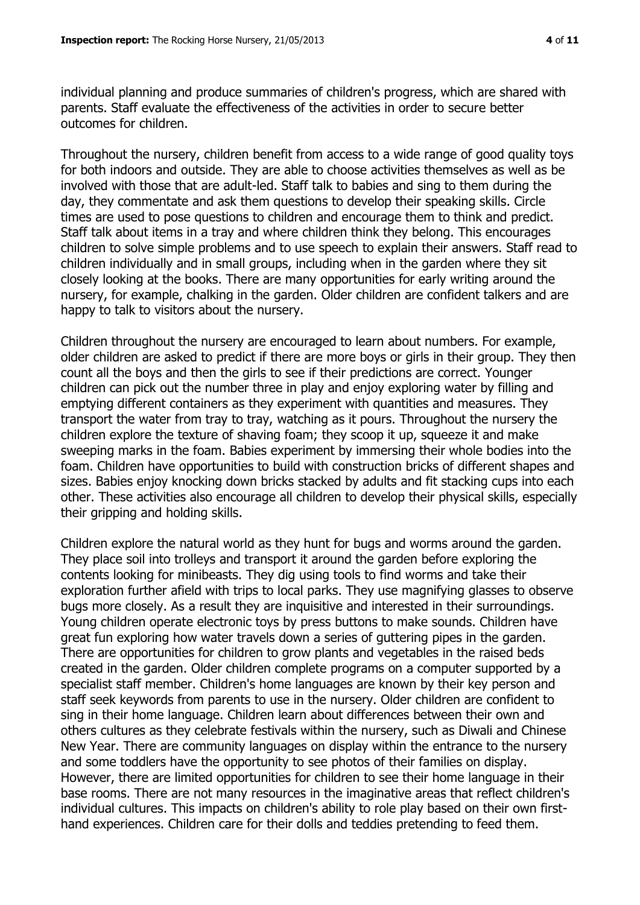individual planning and produce summaries of children's progress, which are shared with parents. Staff evaluate the effectiveness of the activities in order to secure better outcomes for children.

Throughout the nursery, children benefit from access to a wide range of good quality toys for both indoors and outside. They are able to choose activities themselves as well as be involved with those that are adult-led. Staff talk to babies and sing to them during the day, they commentate and ask them questions to develop their speaking skills. Circle times are used to pose questions to children and encourage them to think and predict. Staff talk about items in a tray and where children think they belong. This encourages children to solve simple problems and to use speech to explain their answers. Staff read to children individually and in small groups, including when in the garden where they sit closely looking at the books. There are many opportunities for early writing around the nursery, for example, chalking in the garden. Older children are confident talkers and are happy to talk to visitors about the nursery.

Children throughout the nursery are encouraged to learn about numbers. For example, older children are asked to predict if there are more boys or girls in their group. They then count all the boys and then the girls to see if their predictions are correct. Younger children can pick out the number three in play and enjoy exploring water by filling and emptying different containers as they experiment with quantities and measures. They transport the water from tray to tray, watching as it pours. Throughout the nursery the children explore the texture of shaving foam; they scoop it up, squeeze it and make sweeping marks in the foam. Babies experiment by immersing their whole bodies into the foam. Children have opportunities to build with construction bricks of different shapes and sizes. Babies enjoy knocking down bricks stacked by adults and fit stacking cups into each other. These activities also encourage all children to develop their physical skills, especially their gripping and holding skills.

Children explore the natural world as they hunt for bugs and worms around the garden. They place soil into trolleys and transport it around the garden before exploring the contents looking for minibeasts. They dig using tools to find worms and take their exploration further afield with trips to local parks. They use magnifying glasses to observe bugs more closely. As a result they are inquisitive and interested in their surroundings. Young children operate electronic toys by press buttons to make sounds. Children have great fun exploring how water travels down a series of guttering pipes in the garden. There are opportunities for children to grow plants and vegetables in the raised beds created in the garden. Older children complete programs on a computer supported by a specialist staff member. Children's home languages are known by their key person and staff seek keywords from parents to use in the nursery. Older children are confident to sing in their home language. Children learn about differences between their own and others cultures as they celebrate festivals within the nursery, such as Diwali and Chinese New Year. There are community languages on display within the entrance to the nursery and some toddlers have the opportunity to see photos of their families on display. However, there are limited opportunities for children to see their home language in their base rooms. There are not many resources in the imaginative areas that reflect children's individual cultures. This impacts on children's ability to role play based on their own first-hand experiences. Children care for their dolls and teddies pretending to feed them.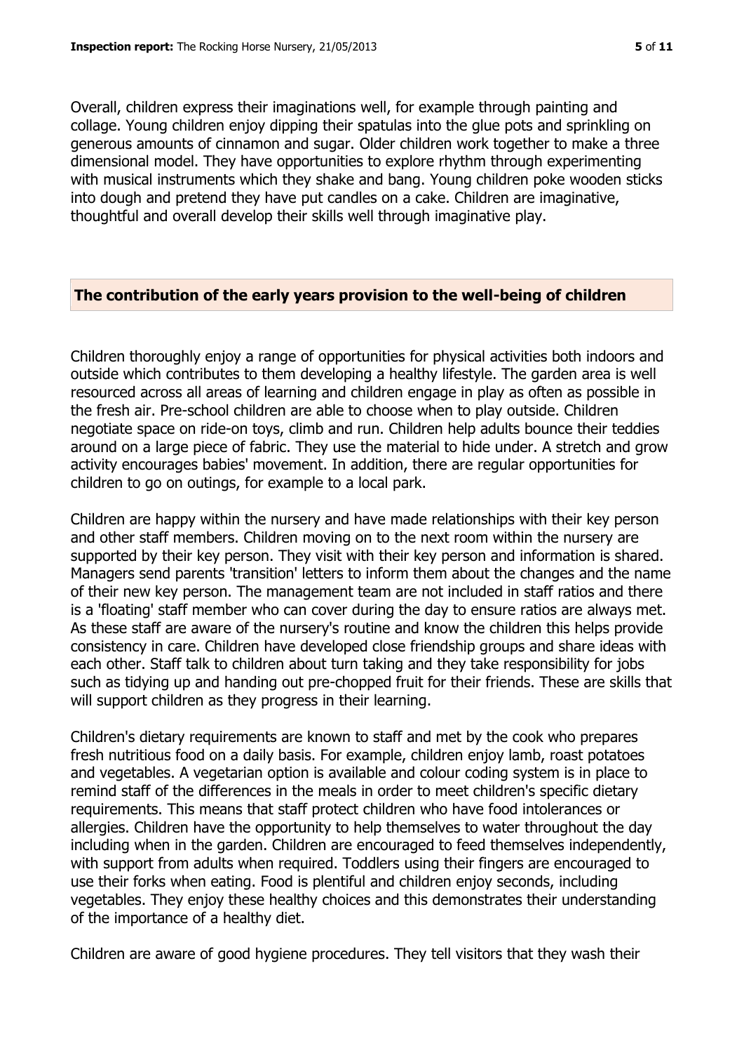Overall, children express their imaginations well, for example through painting and collage. Young children enjoy dipping their spatulas into the glue pots and sprinkling on generous amounts of cinnamon and sugar. Older children work together to make a three dimensional model. They have opportunities to explore rhythm through experimenting with musical instruments which they shake and bang. Young children poke wooden sticks into dough and pretend they have put candles on a cake. Children are imaginative, thoughtful and overall develop their skills well through imaginative play.

## The contribution of the early years provision to the well-being of children

Children thoroughly enjoy a range of opportunities for physical activities both indoors and outside which contributes to them developing a healthy lifestyle. The garden area is well resourced across all areas of learning and children engage in play as often as possible in the fresh air. Pre-school children are able to choose when to play outside. Children negotiate space on ride-on toys, climb and run. Children help adults bounce their teddies around on a large piece of fabric. They use the material to hide under. A stretch and grow activity encourages babies' movement. In addition, there are regular opportunities for children to go on outings, for example to a local park.

Children are happy within the nursery and have made relationships with their key person and other staff members. Children moving on to the next room within the nursery are supported by their key person. They visit with their key person and information is shared. Managers send parents 'transition' letters to inform them about the changes and the name of their new key person. The management team are not included in staff ratios and there is a 'floating' staff member who can cover during the day to ensure ratios are always met. As these staff are aware of the nursery's routine and know the children this helps provide consistency in care. Children have developed close friendship groups and share ideas with each other. Staff talk to children about turn taking and they take responsibility for jobs such as tidying up and handing out pre-chopped fruit for their friends. These are skills that will support children as they progress in their learning.

Children's dietary requirements are known to staff and met by the cook who prepares fresh nutritious food on a daily basis. For example, children enjoy lamb, roast potatoes and vegetables. A vegetarian option is available and colour coding system is in place to remind staff of the differences in the meals in order to meet children's specific dietary requirements. This means that staff protect children who have food intolerances or allergies. Children have the opportunity to help themselves to water throughout the day including when in the garden. Children are encouraged to feed themselves independently, with support from adults when required. Toddlers using their fingers are encouraged to use their forks when eating. Food is plentiful and children enjoy seconds, including vegetables. They enjoy these healthy choices and this demonstrates their understanding of the importance of a healthy diet.

Children are aware of good hygiene procedures. They tell visitors that they wash their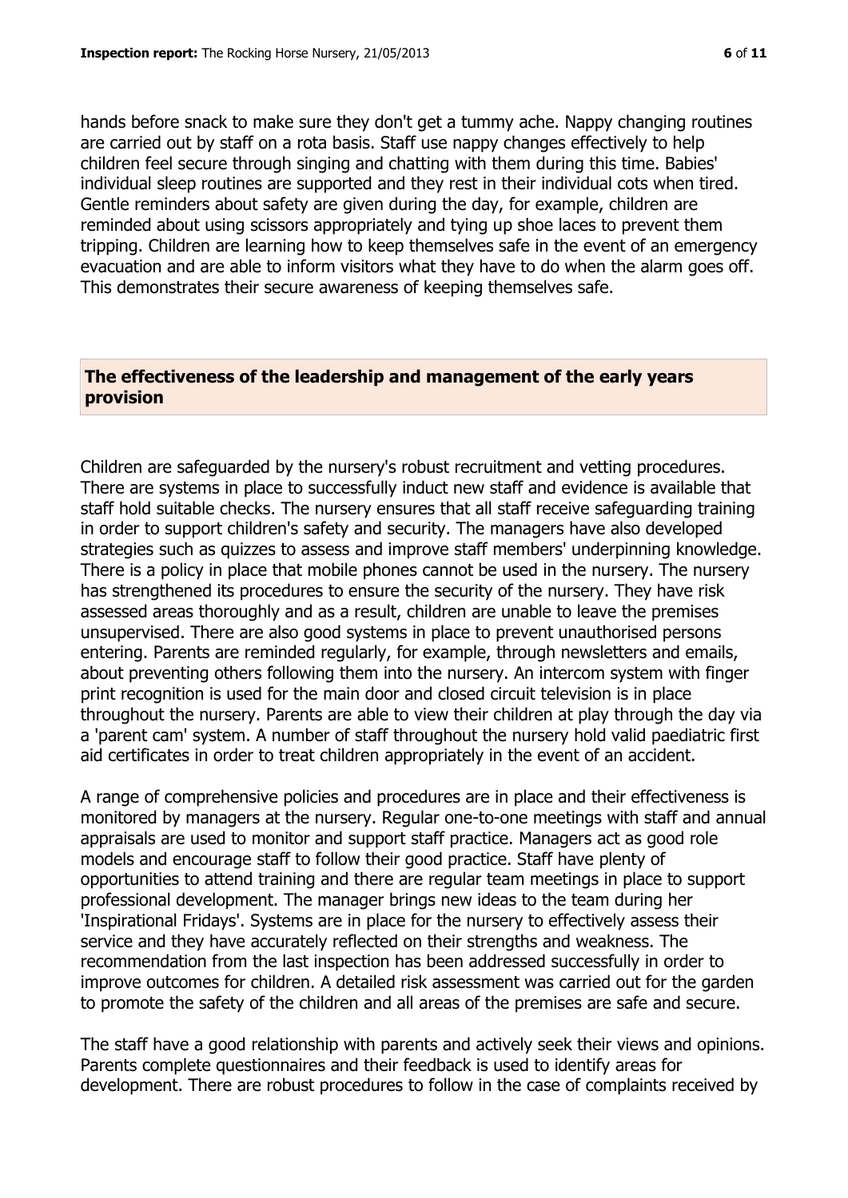hands before snack to make sure they don't get a tummy ache. Nappy changing routines are carried out by staff on a rota basis. Staff use nappy changes effectively to help children feel secure through singing and chatting with them during this time. Babies' individual sleep routines are supported and they rest in their individual cots when tired. Gentle reminders about safety are given during the day, for example, children are reminded about using scissors appropriately and tying up shoe laces to prevent them tripping. Children are learning how to keep themselves safe in the event of an emergency evacuation and are able to inform visitors what they have to do when the alarm goes off. This demonstrates their secure awareness of keeping themselves safe.

## The effectiveness of the leadership and management of the early years provision

Children are safeguarded by the nursery's robust recruitment and vetting procedures. There are systems in place to successfully induct new staff and evidence is available that staff hold suitable checks. The nursery ensures that all staff receive safeguarding training in order to support children's safety and security. The managers have also developed strategies such as quizzes to assess and improve staff members' underpinning knowledge. There is a policy in place that mobile phones cannot be used in the nursery. The nursery has strengthened its procedures to ensure the security of the nursery. They have risk assessed areas thoroughly and as a result, children are unable to leave the premises unsupervised. There are also good systems in place to prevent unauthorised persons entering. Parents are reminded regularly, for example, through newsletters and emails, about preventing others following them into the nursery. An intercom system with finger print recognition is used for the main door and closed circuit television is in place throughout the nursery. Parents are able to view their children at play through the day via a 'parent cam' system. A number of staff throughout the nursery hold valid paediatric first aid certificates in order to treat children appropriately in the event of an accident.

A range of comprehensive policies and procedures are in place and their effectiveness is monitored by managers at the nursery. Regular one-to-one meetings with staff and annual appraisals are used to monitor and support staff practice. Managers act as good role models and encourage staff to follow their good practice. Staff have plenty of opportunities to attend training and there are regular team meetings in place to support professional development. The manager brings new ideas to the team during her 'Inspirational Fridays'. Systems are in place for the nursery to effectively assess their service and they have accurately reflected on their strengths and weakness. The recommendation from the last inspection has been addressed successfully in order to improve outcomes for children. A detailed risk assessment was carried out for the garden to promote the safety of the children and all areas of the premises are safe and secure.

The staff have a good relationship with parents and actively seek their views and opinions. Parents complete questionnaires and their feedback is used to identify areas for development. There are robust procedures to follow in the case of complaints received by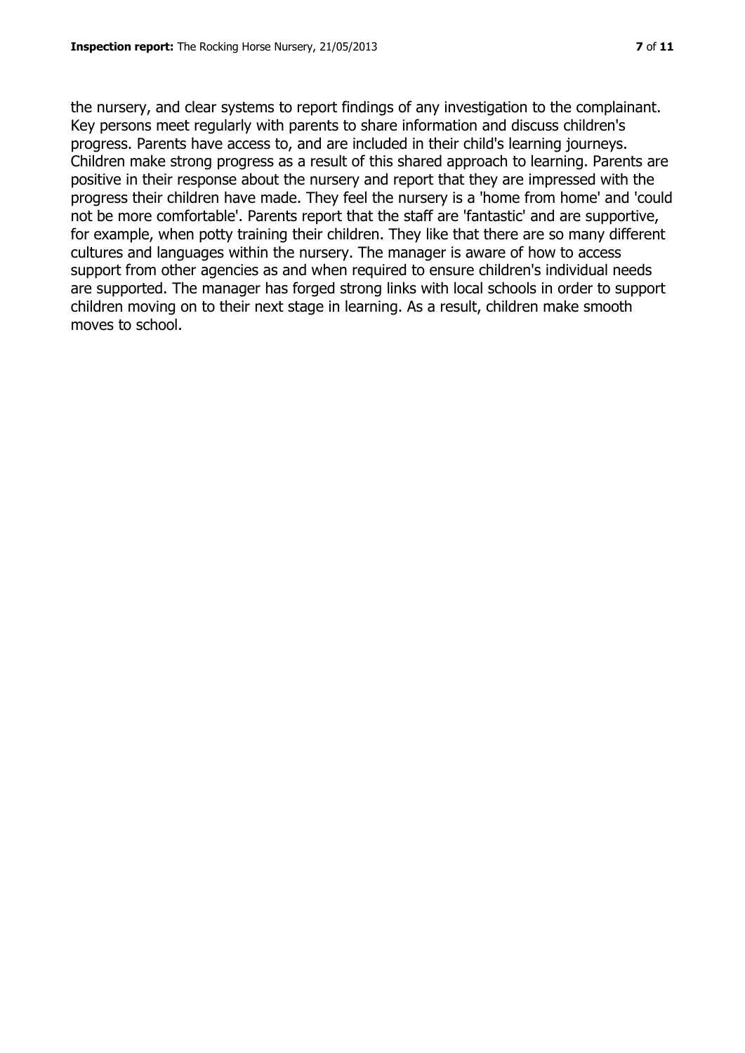the nursery, and clear systems to report findings of any investigation to the complainant. Key persons meet regularly with parents to share information and discuss children's progress. Parents have access to, and are included in their child's learning journeys. Children make strong progress as a result of this shared approach to learning. Parents are positive in their response about the nursery and report that they are impressed with the progress their children have made. They feel the nursery is a 'home from home' and 'could not be more comfortable'. Parents report that the staff are 'fantastic' and are supportive, for example, when potty training their children. They like that there are so many different cultures and languages within the nursery. The manager is aware of how to access support from other agencies as and when required to ensure children's individual needs are supported. The manager has forged strong links with local schools in order to support children moving on to their next stage in learning. As a result, children make smooth moves to school.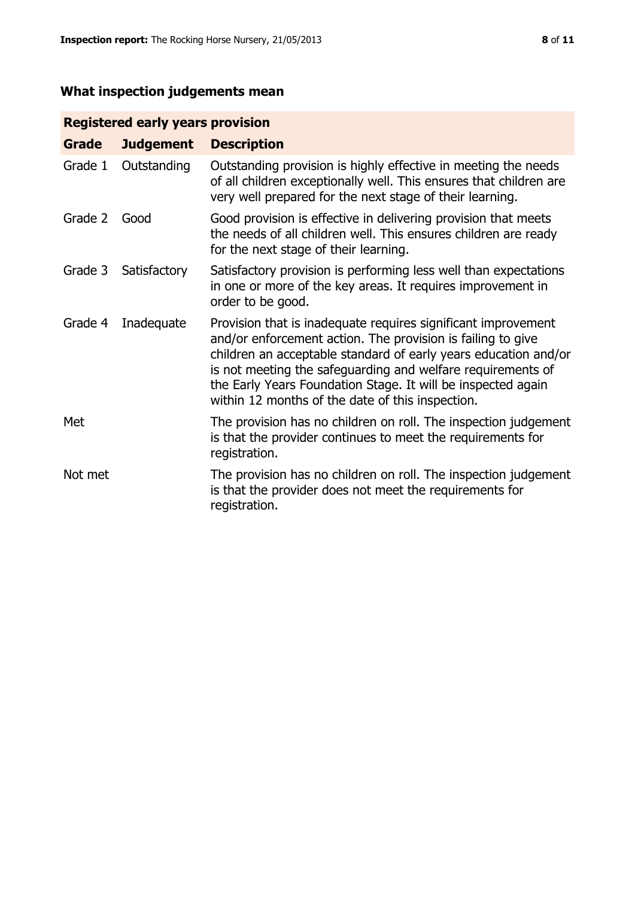## What inspection judgements mean

| Registered early years provision | | |
|---|---|---|
| **Grade** | **Judgement** | **Description** |
| Grade 1 | Outstanding | Outstanding provision is highly effective in meeting the needs of all children exceptionally well. This ensures that children are very well prepared for the next stage of their learning. |
| Grade 2 | Good | Good provision is effective in delivering provision that meets the needs of all children well. This ensures children are ready for the next stage of their learning. |
| Grade 3 | Satisfactory | Satisfactory provision is performing less well than expectations in one or more of the key areas. It requires improvement in order to be good. |
| Grade 4 | Inadequate | Provision that is inadequate requires significant improvement and/or enforcement action. The provision is failing to give children an acceptable standard of early years education and/or is not meeting the safeguarding and welfare requirements of the Early Years Foundation Stage. It will be inspected again within 12 months of the date of this inspection. |
| Met | | The provision has no children on roll. The inspection judgement is that the provider continues to meet the requirements for registration. |
| Not met | | The provision has no children on roll. The inspection judgement is that the provider does not meet the requirements for registration. |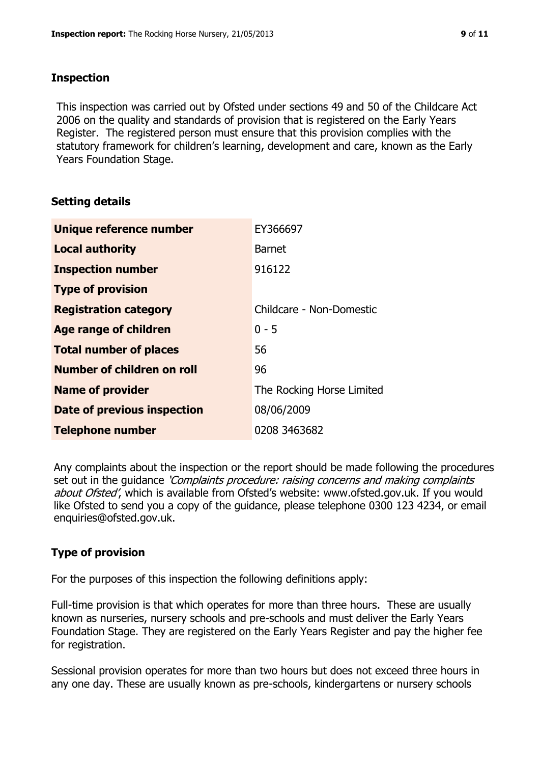## Inspection

This inspection was carried out by Ofsted under sections 49 and 50 of the Childcare Act 2006 on the quality and standards of provision that is registered on the Early Years Register. The registered person must ensure that this provision complies with the statutory framework for children's learning, development and care, known as the Early Years Foundation Stage.

## Setting details

| | |
|---|---|
| **Unique reference number** | EY366697 |
| **Local authority** | Barnet |
| **Inspection number** | 916122 |
| **Type of provision** | |
| **Registration category** | Childcare - Non-Domestic |
| **Age range of children** | 0 - 5 |
| **Total number of places** | 56 |
| **Number of children on roll** | 96 |
| **Name of provider** | The Rocking Horse Limited |
| **Date of previous inspection** | 08/06/2009 |
| **Telephone number** | 0208 3463682 |

Any complaints about the inspection or the report should be made following the procedures set out in the guidance *'Complaints procedure: raising concerns and making complaints about Ofsted'*, which is available from Ofsted's website: www.ofsted.gov.uk. If you would like Ofsted to send you a copy of the guidance, please telephone 0300 123 4234, or email enquiries@ofsted.gov.uk.

## Type of provision

For the purposes of this inspection the following definitions apply:

Full-time provision is that which operates for more than three hours. These are usually known as nurseries, nursery schools and pre-schools and must deliver the Early Years Foundation Stage. They are registered on the Early Years Register and pay the higher fee for registration.

Sessional provision operates for more than two hours but does not exceed three hours in any one day. These are usually known as pre-schools, kindergartens or nursery schools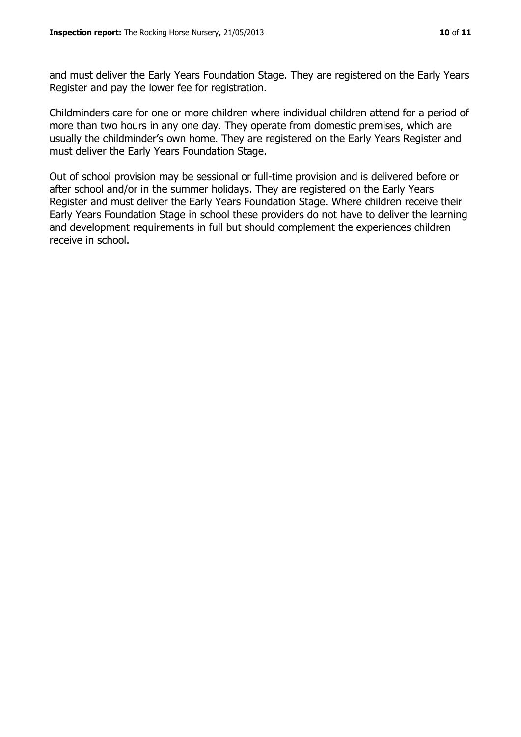and must deliver the Early Years Foundation Stage. They are registered on the Early Years Register and pay the lower fee for registration.

Childminders care for one or more children where individual children attend for a period of more than two hours in any one day. They operate from domestic premises, which are usually the childminder's own home. They are registered on the Early Years Register and must deliver the Early Years Foundation Stage.

Out of school provision may be sessional or full-time provision and is delivered before or after school and/or in the summer holidays. They are registered on the Early Years Register and must deliver the Early Years Foundation Stage. Where children receive their Early Years Foundation Stage in school these providers do not have to deliver the learning and development requirements in full but should complement the experiences children receive in school.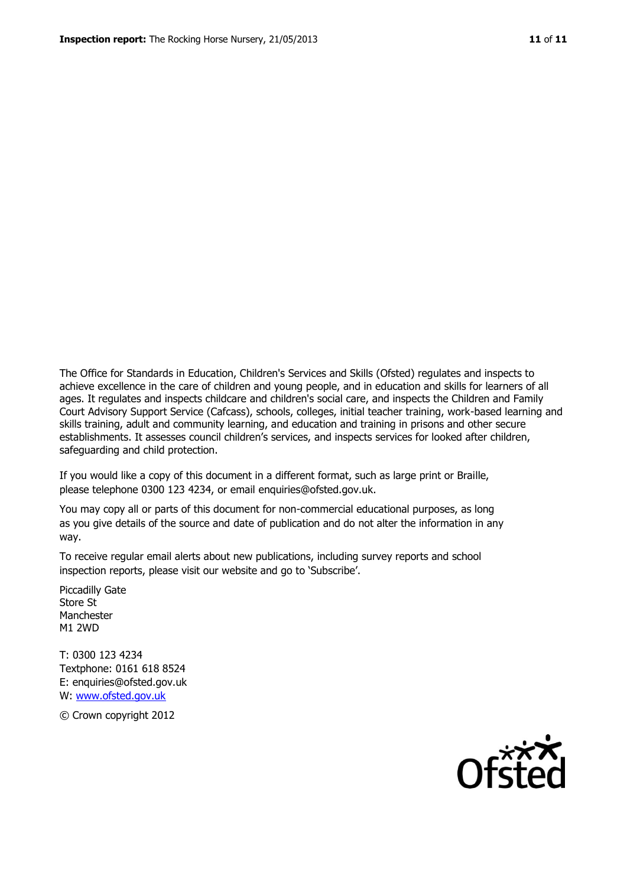The Office for Standards in Education, Children's Services and Skills (Ofsted) regulates and inspects to achieve excellence in the care of children and young people, and in education and skills for learners of all ages. It regulates and inspects childcare and children's social care, and inspects the Children and Family Court Advisory Support Service (Cafcass), schools, colleges, initial teacher training, work-based learning and skills training, adult and community learning, and education and training in prisons and other secure establishments. It assesses council children's services, and inspects services for looked after children, safeguarding and child protection.

If you would like a copy of this document in a different format, such as large print or Braille, please telephone 0300 123 4234, or email enquiries@ofsted.gov.uk.

You may copy all or parts of this document for non-commercial educational purposes, as long as you give details of the source and date of publication and do not alter the information in any way.

To receive regular email alerts about new publications, including survey reports and school inspection reports, please visit our website and go to 'Subscribe'.

Piccadilly Gate
Store St
Manchester
M1 2WD

T: 0300 123 4234
Textphone: 0161 618 8524
E: enquiries@ofsted.gov.uk
W: www.ofsted.gov.uk

© Crown copyright 2012

Ofsted